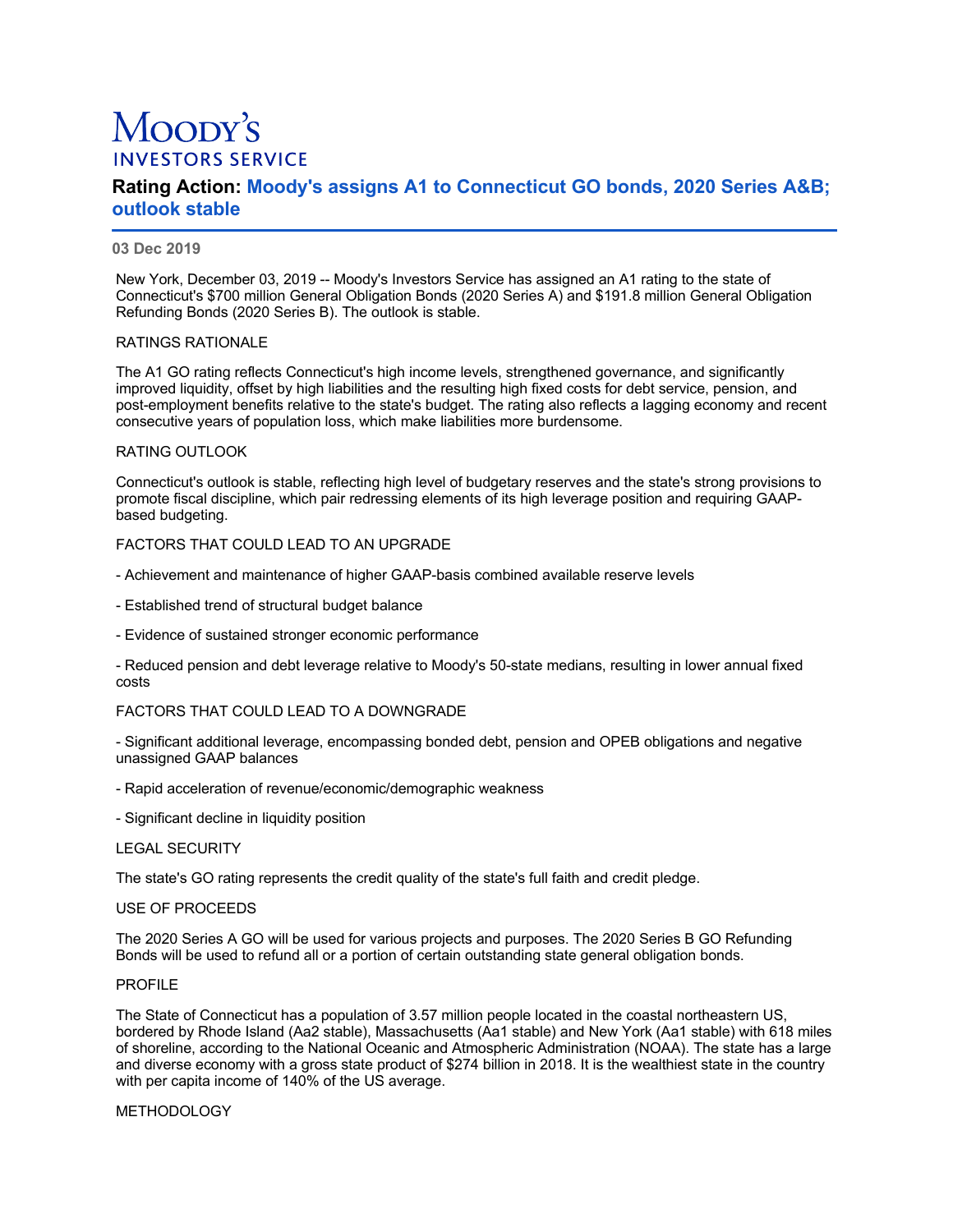# Moody's
INVESTORS SERVICE

## Rating Action: Moody's assigns A1 to Connecticut GO bonds, 2020 Series A&B; outlook stable

**03 Dec 2019**

New York, December 03, 2019 -- Moody's Investors Service has assigned an A1 rating to the state of Connecticut's $700 million General Obligation Bonds (2020 Series A) and $191.8 million General Obligation Refunding Bonds (2020 Series B). The outlook is stable.

RATINGS RATIONALE

The A1 GO rating reflects Connecticut's high income levels, strengthened governance, and significantly improved liquidity, offset by high liabilities and the resulting high fixed costs for debt service, pension, and post-employment benefits relative to the state's budget. The rating also reflects a lagging economy and recent consecutive years of population loss, which make liabilities more burdensome.

RATING OUTLOOK

Connecticut's outlook is stable, reflecting high level of budgetary reserves and the state's strong provisions to promote fiscal discipline, which pair redressing elements of its high leverage position and requiring GAAP-based budgeting.

FACTORS THAT COULD LEAD TO AN UPGRADE

- Achievement and maintenance of higher GAAP-basis combined available reserve levels

- Established trend of structural budget balance

- Evidence of sustained stronger economic performance

- Reduced pension and debt leverage relative to Moody's 50-state medians, resulting in lower annual fixed costs

FACTORS THAT COULD LEAD TO A DOWNGRADE

- Significant additional leverage, encompassing bonded debt, pension and OPEB obligations and negative unassigned GAAP balances

- Rapid acceleration of revenue/economic/demographic weakness

- Significant decline in liquidity position

LEGAL SECURITY

The state's GO rating represents the credit quality of the state's full faith and credit pledge.

USE OF PROCEEDS

The 2020 Series A GO will be used for various projects and purposes. The 2020 Series B GO Refunding Bonds will be used to refund all or a portion of certain outstanding state general obligation bonds.

PROFILE

The State of Connecticut has a population of 3.57 million people located in the coastal northeastern US, bordered by Rhode Island (Aa2 stable), Massachusetts (Aa1 stable) and New York (Aa1 stable) with 618 miles of shoreline, according to the National Oceanic and Atmospheric Administration (NOAA). The state has a large and diverse economy with a gross state product of $274 billion in 2018. It is the wealthiest state in the country with per capita income of 140% of the US average.

METHODOLOGY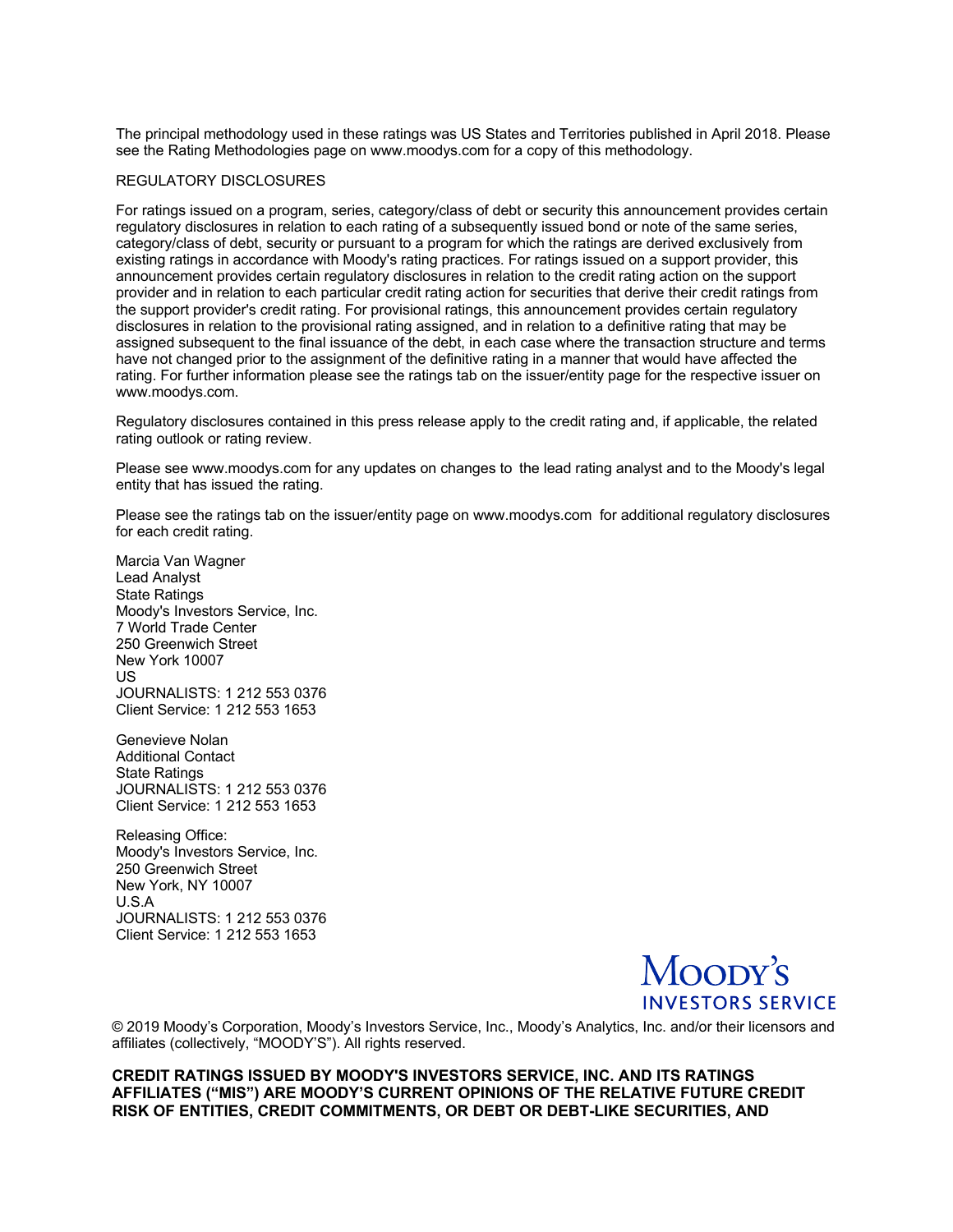The principal methodology used in these ratings was US States and Territories published in April 2018. Please see the Rating Methodologies page on www.moodys.com for a copy of this methodology.

REGULATORY DISCLOSURES

For ratings issued on a program, series, category/class of debt or security this announcement provides certain regulatory disclosures in relation to each rating of a subsequently issued bond or note of the same series, category/class of debt, security or pursuant to a program for which the ratings are derived exclusively from existing ratings in accordance with Moody's rating practices. For ratings issued on a support provider, this announcement provides certain regulatory disclosures in relation to the credit rating action on the support provider and in relation to each particular credit rating action for securities that derive their credit ratings from the support provider's credit rating. For provisional ratings, this announcement provides certain regulatory disclosures in relation to the provisional rating assigned, and in relation to a definitive rating that may be assigned subsequent to the final issuance of the debt, in each case where the transaction structure and terms have not changed prior to the assignment of the definitive rating in a manner that would have affected the rating. For further information please see the ratings tab on the issuer/entity page for the respective issuer on www.moodys.com.

Regulatory disclosures contained in this press release apply to the credit rating and, if applicable, the related rating outlook or rating review.

Please see www.moodys.com for any updates on changes to the lead rating analyst and to the Moody's legal entity that has issued the rating.

Please see the ratings tab on the issuer/entity page on www.moodys.com for additional regulatory disclosures for each credit rating.

Marcia Van Wagner
Lead Analyst
State Ratings
Moody's Investors Service, Inc.
7 World Trade Center
250 Greenwich Street
New York 10007
US
JOURNALISTS: 1 212 553 0376
Client Service: 1 212 553 1653

Genevieve Nolan
Additional Contact
State Ratings
JOURNALISTS: 1 212 553 0376
Client Service: 1 212 553 1653

Releasing Office:
Moody's Investors Service, Inc.
250 Greenwich Street
New York, NY 10007
U.S.A
JOURNALISTS: 1 212 553 0376
Client Service: 1 212 553 1653

MOODY'S INVESTORS SERVICE

© 2019 Moody's Corporation, Moody's Investors Service, Inc., Moody's Analytics, Inc. and/or their licensors and affiliates (collectively, "MOODY'S"). All rights reserved.

**CREDIT RATINGS ISSUED BY MOODY'S INVESTORS SERVICE, INC. AND ITS RATINGS AFFILIATES ("MIS") ARE MOODY'S CURRENT OPINIONS OF THE RELATIVE FUTURE CREDIT RISK OF ENTITIES, CREDIT COMMITMENTS, OR DEBT OR DEBT-LIKE SECURITIES, AND**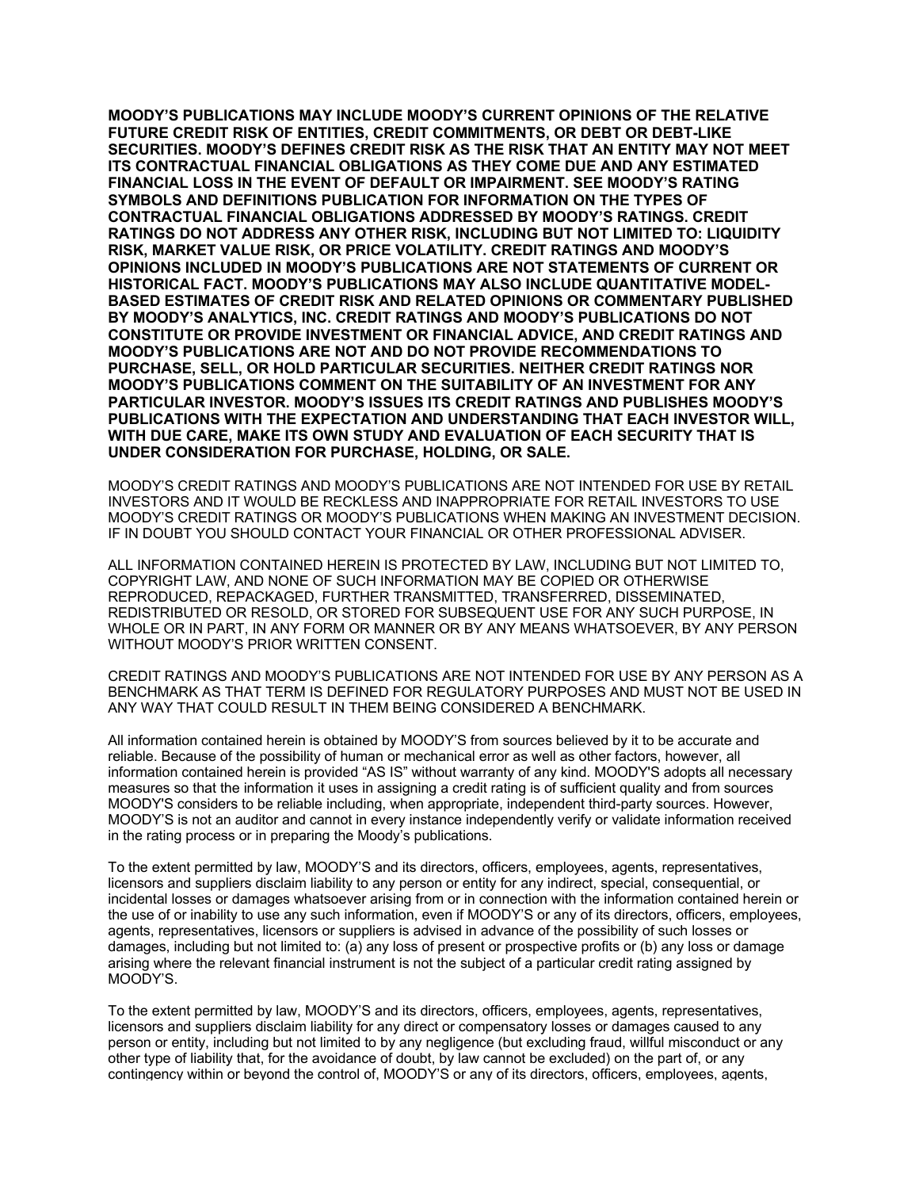**MOODY'S PUBLICATIONS MAY INCLUDE MOODY'S CURRENT OPINIONS OF THE RELATIVE FUTURE CREDIT RISK OF ENTITIES, CREDIT COMMITMENTS, OR DEBT OR DEBT-LIKE SECURITIES. MOODY'S DEFINES CREDIT RISK AS THE RISK THAT AN ENTITY MAY NOT MEET ITS CONTRACTUAL FINANCIAL OBLIGATIONS AS THEY COME DUE AND ANY ESTIMATED FINANCIAL LOSS IN THE EVENT OF DEFAULT OR IMPAIRMENT. SEE MOODY'S RATING SYMBOLS AND DEFINITIONS PUBLICATION FOR INFORMATION ON THE TYPES OF CONTRACTUAL FINANCIAL OBLIGATIONS ADDRESSED BY MOODY'S RATINGS. CREDIT RATINGS DO NOT ADDRESS ANY OTHER RISK, INCLUDING BUT NOT LIMITED TO: LIQUIDITY RISK, MARKET VALUE RISK, OR PRICE VOLATILITY. CREDIT RATINGS AND MOODY'S OPINIONS INCLUDED IN MOODY'S PUBLICATIONS ARE NOT STATEMENTS OF CURRENT OR HISTORICAL FACT. MOODY'S PUBLICATIONS MAY ALSO INCLUDE QUANTITATIVE MODEL-BASED ESTIMATES OF CREDIT RISK AND RELATED OPINIONS OR COMMENTARY PUBLISHED BY MOODY'S ANALYTICS, INC. CREDIT RATINGS AND MOODY'S PUBLICATIONS DO NOT CONSTITUTE OR PROVIDE INVESTMENT OR FINANCIAL ADVICE, AND CREDIT RATINGS AND MOODY'S PUBLICATIONS ARE NOT AND DO NOT PROVIDE RECOMMENDATIONS TO PURCHASE, SELL, OR HOLD PARTICULAR SECURITIES. NEITHER CREDIT RATINGS NOR MOODY'S PUBLICATIONS COMMENT ON THE SUITABILITY OF AN INVESTMENT FOR ANY PARTICULAR INVESTOR. MOODY'S ISSUES ITS CREDIT RATINGS AND PUBLISHES MOODY'S PUBLICATIONS WITH THE EXPECTATION AND UNDERSTANDING THAT EACH INVESTOR WILL, WITH DUE CARE, MAKE ITS OWN STUDY AND EVALUATION OF EACH SECURITY THAT IS UNDER CONSIDERATION FOR PURCHASE, HOLDING, OR SALE.**

MOODY'S CREDIT RATINGS AND MOODY'S PUBLICATIONS ARE NOT INTENDED FOR USE BY RETAIL INVESTORS AND IT WOULD BE RECKLESS AND INAPPROPRIATE FOR RETAIL INVESTORS TO USE MOODY'S CREDIT RATINGS OR MOODY'S PUBLICATIONS WHEN MAKING AN INVESTMENT DECISION. IF IN DOUBT YOU SHOULD CONTACT YOUR FINANCIAL OR OTHER PROFESSIONAL ADVISER.

ALL INFORMATION CONTAINED HEREIN IS PROTECTED BY LAW, INCLUDING BUT NOT LIMITED TO, COPYRIGHT LAW, AND NONE OF SUCH INFORMATION MAY BE COPIED OR OTHERWISE REPRODUCED, REPACKAGED, FURTHER TRANSMITTED, TRANSFERRED, DISSEMINATED, REDISTRIBUTED OR RESOLD, OR STORED FOR SUBSEQUENT USE FOR ANY SUCH PURPOSE, IN WHOLE OR IN PART, IN ANY FORM OR MANNER OR BY ANY MEANS WHATSOEVER, BY ANY PERSON WITHOUT MOODY'S PRIOR WRITTEN CONSENT.

CREDIT RATINGS AND MOODY'S PUBLICATIONS ARE NOT INTENDED FOR USE BY ANY PERSON AS A BENCHMARK AS THAT TERM IS DEFINED FOR REGULATORY PURPOSES AND MUST NOT BE USED IN ANY WAY THAT COULD RESULT IN THEM BEING CONSIDERED A BENCHMARK.

All information contained herein is obtained by MOODY'S from sources believed by it to be accurate and reliable. Because of the possibility of human or mechanical error as well as other factors, however, all information contained herein is provided "AS IS" without warranty of any kind. MOODY'S adopts all necessary measures so that the information it uses in assigning a credit rating is of sufficient quality and from sources MOODY'S considers to be reliable including, when appropriate, independent third-party sources. However, MOODY'S is not an auditor and cannot in every instance independently verify or validate information received in the rating process or in preparing the Moody's publications.

To the extent permitted by law, MOODY'S and its directors, officers, employees, agents, representatives, licensors and suppliers disclaim liability to any person or entity for any indirect, special, consequential, or incidental losses or damages whatsoever arising from or in connection with the information contained herein or the use of or inability to use any such information, even if MOODY'S or any of its directors, officers, employees, agents, representatives, licensors or suppliers is advised in advance of the possibility of such losses or damages, including but not limited to: (a) any loss of present or prospective profits or (b) any loss or damage arising where the relevant financial instrument is not the subject of a particular credit rating assigned by MOODY'S.

To the extent permitted by law, MOODY'S and its directors, officers, employees, agents, representatives, licensors and suppliers disclaim liability for any direct or compensatory losses or damages caused to any person or entity, including but not limited to by any negligence (but excluding fraud, willful misconduct or any other type of liability that, for the avoidance of doubt, by law cannot be excluded) on the part of, or any contingency within or beyond the control of, MOODY'S or any of its directors, officers, employees, agents,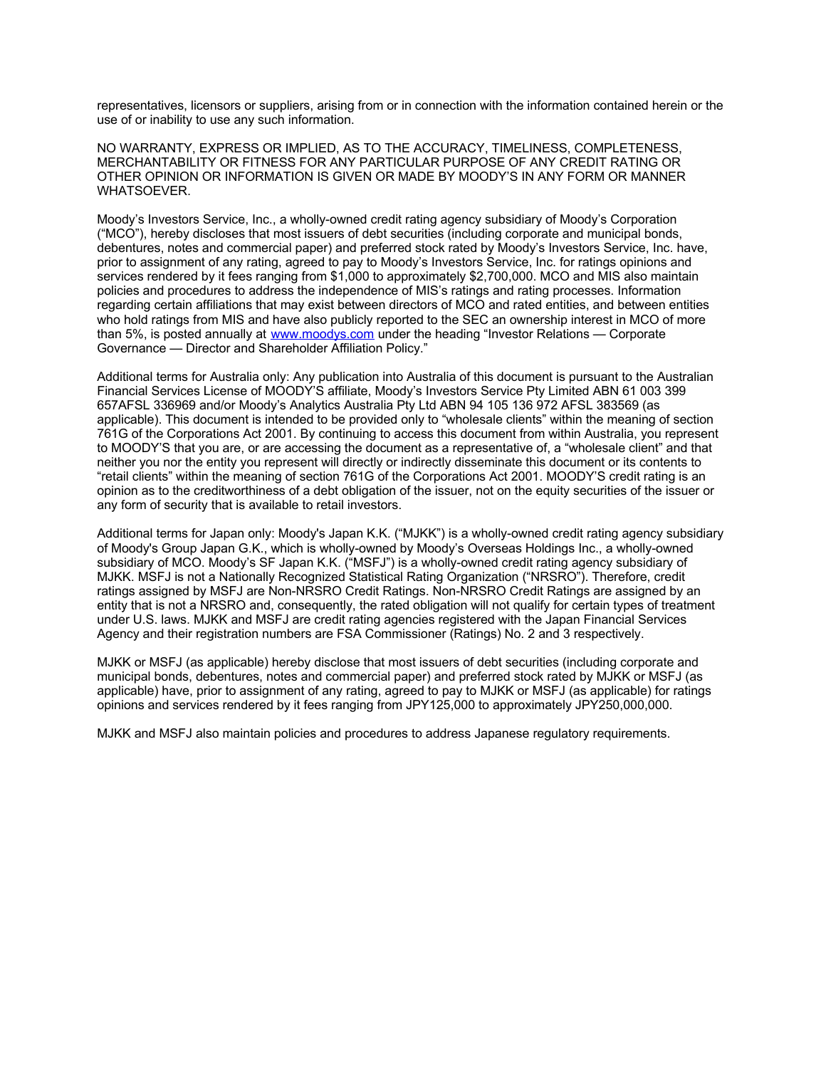representatives, licensors or suppliers, arising from or in connection with the information contained herein or the use of or inability to use any such information.

NO WARRANTY, EXPRESS OR IMPLIED, AS TO THE ACCURACY, TIMELINESS, COMPLETENESS, MERCHANTABILITY OR FITNESS FOR ANY PARTICULAR PURPOSE OF ANY CREDIT RATING OR OTHER OPINION OR INFORMATION IS GIVEN OR MADE BY MOODY'S IN ANY FORM OR MANNER WHATSOEVER.

Moody's Investors Service, Inc., a wholly-owned credit rating agency subsidiary of Moody's Corporation ("MCO"), hereby discloses that most issuers of debt securities (including corporate and municipal bonds, debentures, notes and commercial paper) and preferred stock rated by Moody's Investors Service, Inc. have, prior to assignment of any rating, agreed to pay to Moody's Investors Service, Inc. for ratings opinions and services rendered by it fees ranging from $1,000 to approximately $2,700,000. MCO and MIS also maintain policies and procedures to address the independence of MIS's ratings and rating processes. Information regarding certain affiliations that may exist between directors of MCO and rated entities, and between entities who hold ratings from MIS and have also publicly reported to the SEC an ownership interest in MCO of more than 5%, is posted annually at [www.moodys.com](http://www.moodys.com) under the heading "Investor Relations — Corporate Governance — Director and Shareholder Affiliation Policy."

Additional terms for Australia only: Any publication into Australia of this document is pursuant to the Australian Financial Services License of MOODY'S affiliate, Moody's Investors Service Pty Limited ABN 61 003 399 657AFSL 336969 and/or Moody's Analytics Australia Pty Ltd ABN 94 105 136 972 AFSL 383569 (as applicable). This document is intended to be provided only to "wholesale clients" within the meaning of section 761G of the Corporations Act 2001. By continuing to access this document from within Australia, you represent to MOODY'S that you are, or are accessing the document as a representative of, a "wholesale client" and that neither you nor the entity you represent will directly or indirectly disseminate this document or its contents to "retail clients" within the meaning of section 761G of the Corporations Act 2001. MOODY'S credit rating is an opinion as to the creditworthiness of a debt obligation of the issuer, not on the equity securities of the issuer or any form of security that is available to retail investors.

Additional terms for Japan only: Moody's Japan K.K. ("MJKK") is a wholly-owned credit rating agency subsidiary of Moody's Group Japan G.K., which is wholly-owned by Moody's Overseas Holdings Inc., a wholly-owned subsidiary of MCO. Moody's SF Japan K.K. ("MSFJ") is a wholly-owned credit rating agency subsidiary of MJKK. MSFJ is not a Nationally Recognized Statistical Rating Organization ("NRSRO"). Therefore, credit ratings assigned by MSFJ are Non-NRSRO Credit Ratings. Non-NRSRO Credit Ratings are assigned by an entity that is not a NRSRO and, consequently, the rated obligation will not qualify for certain types of treatment under U.S. laws. MJKK and MSFJ are credit rating agencies registered with the Japan Financial Services Agency and their registration numbers are FSA Commissioner (Ratings) No. 2 and 3 respectively.

MJKK or MSFJ (as applicable) hereby disclose that most issuers of debt securities (including corporate and municipal bonds, debentures, notes and commercial paper) and preferred stock rated by MJKK or MSFJ (as applicable) have, prior to assignment of any rating, agreed to pay to MJKK or MSFJ (as applicable) for ratings opinions and services rendered by it fees ranging from JPY125,000 to approximately JPY250,000,000.

MJKK and MSFJ also maintain policies and procedures to address Japanese regulatory requirements.